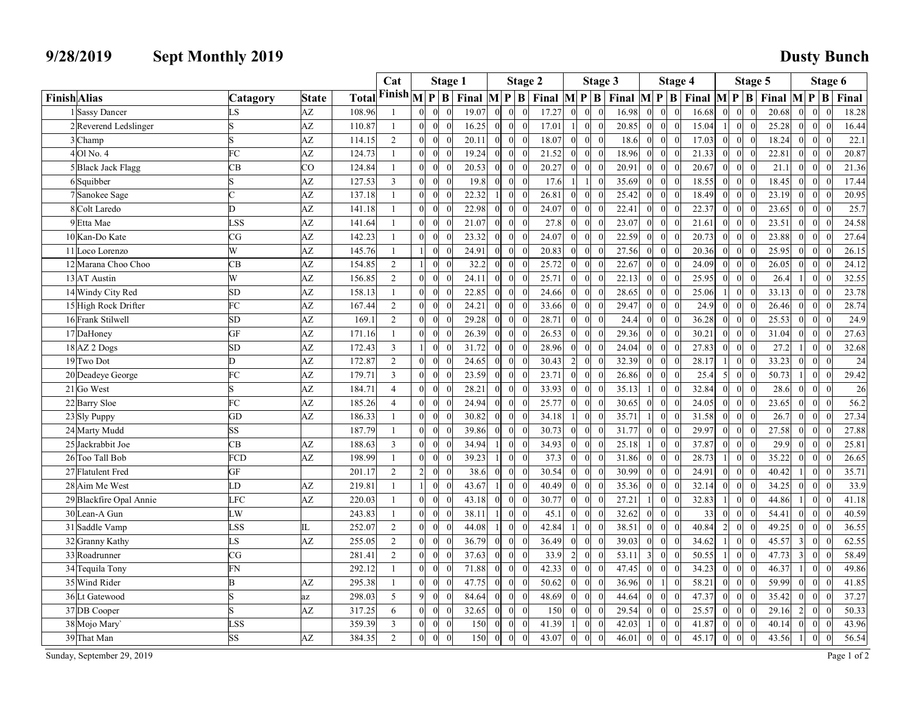# 9/28/2019 Sept Monthly 2019 Dusty Bunch

| Finish | Alias | Catagory | State | Total | Cat Finish | Stage 1 | | | | Stage 2 | | | | Stage 3 | | | | Stage 4 | | | | Stage 5 | | | | Stage 6 | | | |
|---|---|---|---|---|---|---|---|---|---|---|---|---|---|---|---|---|---|---|---|---|---|---|---|---|---|---|---|---|---|
| | | | | | | M | P | B | Final | M | P | B | Final | M | P | B | Final | M | P | B | Final | M | P | B | Final | M | P | B | Final |
| 1 | Sassy Dancer | LS | AZ | 108.96 | 1 | 0 | 0 | 0 | 19.07 | 0 | 0 | 0 | 17.27 | 0 | 0 | 0 | 16.98 | 0 | 0 | 0 | 16.68 | 0 | 0 | 0 | 20.68 | 0 | 0 | 0 | 18.28 |
| 2 | Reverend Ledslinger | S | AZ | 110.87 | 1 | 0 | 0 | 0 | 16.25 | 0 | 0 | 0 | 17.01 | 1 | 0 | 0 | 20.85 | 0 | 0 | 0 | 15.04 | 1 | 0 | 0 | 25.28 | 0 | 0 | 0 | 16.44 |
| 3 | Champ | S | AZ | 114.15 | 2 | 0 | 0 | 0 | 20.11 | 0 | 0 | 0 | 18.07 | 0 | 0 | 0 | 18.6 | 0 | 0 | 0 | 17.03 | 0 | 0 | 0 | 18.24 | 0 | 0 | 0 | 22.1 |
| 4 | Ol No. 4 | FC | AZ | 124.73 | 1 | 0 | 0 | 0 | 19.24 | 0 | 0 | 0 | 21.52 | 0 | 0 | 0 | 18.96 | 0 | 0 | 0 | 21.33 | 0 | 0 | 0 | 22.81 | 0 | 0 | 0 | 20.87 |
| 5 | Black Jack Flagg | CB | CO | 124.84 | 1 | 0 | 0 | 0 | 20.53 | 0 | 0 | 0 | 20.27 | 0 | 0 | 0 | 20.91 | 0 | 0 | 0 | 20.67 | 0 | 0 | 0 | 21.1 | 0 | 0 | 0 | 21.36 |
| 6 | Squibber | S | AZ | 127.53 | 3 | 0 | 0 | 0 | 19.8 | 0 | 0 | 0 | 17.6 | 1 | 1 | 0 | 35.69 | 0 | 0 | 0 | 18.55 | 0 | 0 | 0 | 18.45 | 0 | 0 | 0 | 17.44 |
| 7 | Sanokee Sage | C | AZ | 137.18 | 1 | 0 | 0 | 0 | 22.32 | 1 | 0 | 0 | 26.81 | 0 | 0 | 0 | 25.42 | 0 | 0 | 0 | 18.49 | 0 | 0 | 0 | 23.19 | 0 | 0 | 0 | 20.95 |
| 8 | Colt Laredo | D | AZ | 141.18 | 1 | 0 | 0 | 0 | 22.98 | 0 | 0 | 0 | 24.07 | 0 | 0 | 0 | 22.41 | 0 | 0 | 0 | 22.37 | 0 | 0 | 0 | 23.65 | 0 | 0 | 0 | 25.7 |
| 9 | Etta Mae | LSS | AZ | 141.64 | 1 | 0 | 0 | 0 | 21.07 | 0 | 0 | 0 | 27.8 | 0 | 0 | 0 | 23.07 | 0 | 0 | 0 | 21.61 | 0 | 0 | 0 | 23.51 | 0 | 0 | 0 | 24.58 |
| 10 | Kan-Do Kate | CG | AZ | 142.23 | 1 | 0 | 0 | 0 | 23.32 | 0 | 0 | 0 | 24.07 | 0 | 0 | 0 | 22.59 | 0 | 0 | 0 | 20.73 | 0 | 0 | 0 | 23.88 | 0 | 0 | 0 | 27.64 |
| 11 | Loco Lorenzo | W | AZ | 145.76 | 1 | 1 | 0 | 0 | 24.91 | 0 | 0 | 0 | 20.83 | 0 | 0 | 0 | 27.56 | 0 | 0 | 0 | 20.36 | 0 | 0 | 0 | 25.95 | 0 | 0 | 0 | 26.15 |
| 12 | Marana Choo Choo | CB | AZ | 154.85 | 2 | 1 | 0 | 0 | 32.2 | 0 | 0 | 0 | 25.72 | 0 | 0 | 0 | 22.67 | 0 | 0 | 0 | 24.09 | 0 | 0 | 0 | 26.05 | 0 | 0 | 0 | 24.12 |
| 13 | AT Austin | W | AZ | 156.85 | 2 | 0 | 0 | 0 | 24.11 | 0 | 0 | 0 | 25.71 | 0 | 0 | 0 | 22.13 | 0 | 0 | 0 | 25.95 | 0 | 0 | 0 | 26.4 | 1 | 0 | 0 | 32.55 |
| 14 | Windy City Red | SD | AZ | 158.13 | 1 | 0 | 0 | 0 | 22.85 | 0 | 0 | 0 | 24.66 | 0 | 0 | 0 | 28.65 | 0 | 0 | 0 | 25.06 | 1 | 0 | 0 | 33.13 | 0 | 0 | 0 | 23.78 |
| 15 | High Rock Drifter | FC | AZ | 167.44 | 2 | 0 | 0 | 0 | 24.21 | 0 | 0 | 0 | 33.66 | 0 | 0 | 0 | 29.47 | 0 | 0 | 0 | 24.9 | 0 | 0 | 0 | 26.46 | 0 | 0 | 0 | 28.74 |
| 16 | Frank Stilwell | SD | AZ | 169.1 | 2 | 0 | 0 | 0 | 29.28 | 0 | 0 | 0 | 28.71 | 0 | 0 | 0 | 24.4 | 0 | 0 | 0 | 36.28 | 0 | 0 | 0 | 25.53 | 0 | 0 | 0 | 24.9 |
| 17 | DaHoney | GF | AZ | 171.16 | 1 | 0 | 0 | 0 | 26.39 | 0 | 0 | 0 | 26.53 | 0 | 0 | 0 | 29.36 | 0 | 0 | 0 | 30.21 | 0 | 0 | 0 | 31.04 | 0 | 0 | 0 | 27.63 |
| 18 | AZ 2 Dogs | SD | AZ | 172.43 | 3 | 1 | 0 | 0 | 31.72 | 0 | 0 | 0 | 28.96 | 0 | 0 | 0 | 24.04 | 0 | 0 | 0 | 27.83 | 0 | 0 | 0 | 27.2 | 1 | 0 | 0 | 32.68 |
| 19 | Two Dot | D | AZ | 172.87 | 2 | 0 | 0 | 0 | 24.65 | 0 | 0 | 0 | 30.43 | 2 | 0 | 0 | 32.39 | 0 | 0 | 0 | 28.17 | 1 | 0 | 0 | 33.23 | 0 | 0 | 0 | 24 |
| 20 | Deadeye George | FC | AZ | 179.71 | 3 | 0 | 0 | 0 | 23.59 | 0 | 0 | 0 | 23.71 | 0 | 0 | 0 | 26.86 | 0 | 0 | 0 | 25.4 | 5 | 0 | 0 | 50.73 | 1 | 0 | 0 | 29.42 |
| 21 | Go West | S | AZ | 184.71 | 4 | 0 | 0 | 0 | 28.21 | 0 | 0 | 0 | 33.93 | 0 | 0 | 0 | 35.13 | 1 | 0 | 0 | 32.84 | 0 | 0 | 0 | 28.6 | 0 | 0 | 0 | 26 |
| 22 | Barry Sloe | FC | AZ | 185.26 | 4 | 0 | 0 | 0 | 24.94 | 0 | 0 | 0 | 25.77 | 0 | 0 | 0 | 30.65 | 0 | 0 | 0 | 24.05 | 0 | 0 | 0 | 23.65 | 0 | 0 | 0 | 56.2 |
| 23 | Sly Puppy | GD | AZ | 186.33 | 1 | 0 | 0 | 0 | 30.82 | 0 | 0 | 0 | 34.18 | 1 | 0 | 0 | 35.71 | 1 | 0 | 0 | 31.58 | 0 | 0 | 0 | 26.7 | 0 | 0 | 0 | 27.34 |
| 24 | Marty Mudd | SS | | 187.79 | 1 | 0 | 0 | 0 | 39.86 | 0 | 0 | 0 | 30.73 | 0 | 0 | 0 | 31.77 | 0 | 0 | 0 | 29.97 | 0 | 0 | 0 | 27.58 | 0 | 0 | 0 | 27.88 |
| 25 | Jackrabbit Joe | CB | AZ | 188.63 | 3 | 0 | 0 | 0 | 34.94 | 1 | 0 | 0 | 34.93 | 0 | 0 | 0 | 25.18 | 1 | 0 | 0 | 37.87 | 0 | 0 | 0 | 29.9 | 0 | 0 | 0 | 25.81 |
| 26 | Too Tall Bob | FCD | AZ | 198.99 | 1 | 0 | 0 | 0 | 39.23 | 1 | 0 | 0 | 37.3 | 0 | 0 | 0 | 31.86 | 0 | 0 | 0 | 28.73 | 1 | 0 | 0 | 35.22 | 0 | 0 | 0 | 26.65 |
| 27 | Flatulent Fred | GF | | 201.17 | 2 | 2 | 0 | 0 | 38.6 | 0 | 0 | 0 | 30.54 | 0 | 0 | 0 | 30.99 | 0 | 0 | 0 | 24.91 | 0 | 0 | 0 | 40.42 | 1 | 0 | 0 | 35.71 |
| 28 | Aim Me West | LD | AZ | 219.81 | 1 | 1 | 0 | 0 | 43.67 | 1 | 0 | 0 | 40.49 | 0 | 0 | 0 | 35.36 | 0 | 0 | 0 | 32.14 | 0 | 0 | 0 | 34.25 | 0 | 0 | 0 | 33.9 |
| 29 | Blackfire Opal Annie | LFC | AZ | 220.03 | 1 | 0 | 0 | 0 | 43.18 | 0 | 0 | 0 | 30.77 | 0 | 0 | 0 | 27.21 | 1 | 0 | 0 | 32.83 | 1 | 0 | 0 | 44.86 | 1 | 0 | 0 | 41.18 |
| 30 | Lean-A Gun | LW | | 243.83 | 1 | 0 | 0 | 0 | 38.11 | 1 | 0 | 0 | 45.1 | 0 | 0 | 0 | 32.62 | 0 | 0 | 0 | 33 | 0 | 0 | 0 | 54.41 | 0 | 0 | 0 | 40.59 |
| 31 | Saddle Vamp | LSS | IL | 252.07 | 2 | 0 | 0 | 0 | 44.08 | 1 | 0 | 0 | 42.84 | 1 | 0 | 0 | 38.51 | 0 | 0 | 0 | 40.84 | 2 | 0 | 0 | 49.25 | 0 | 0 | 0 | 36.55 |
| 32 | Granny Kathy | LS | AZ | 255.05 | 2 | 0 | 0 | 0 | 36.79 | 0 | 0 | 0 | 36.49 | 0 | 0 | 0 | 39.03 | 0 | 0 | 0 | 34.62 | 1 | 0 | 0 | 45.57 | 3 | 0 | 0 | 62.55 |
| 33 | Roadrunner | CG | | 281.41 | 2 | 0 | 0 | 0 | 37.63 | 0 | 0 | 0 | 33.9 | 2 | 0 | 0 | 53.11 | 3 | 0 | 0 | 50.55 | 1 | 0 | 0 | 47.73 | 3 | 0 | 0 | 58.49 |
| 34 | Tequila Tony | FN | | 292.12 | 1 | 0 | 0 | 0 | 71.88 | 0 | 0 | 0 | 42.33 | 0 | 0 | 0 | 47.45 | 0 | 0 | 0 | 34.23 | 0 | 0 | 0 | 46.37 | 1 | 0 | 0 | 49.86 |
| 35 | Wind Rider | B | AZ | 295.38 | 1 | 0 | 0 | 0 | 47.75 | 0 | 0 | 0 | 50.62 | 0 | 0 | 0 | 36.96 | 0 | 1 | 0 | 58.21 | 0 | 0 | 0 | 59.99 | 0 | 0 | 0 | 41.85 |
| 36 | Lt Gatewood | S | az | 298.03 | 5 | 9 | 0 | 0 | 84.64 | 0 | 0 | 0 | 48.69 | 0 | 0 | 0 | 44.64 | 0 | 0 | 0 | 47.37 | 0 | 0 | 0 | 35.42 | 0 | 0 | 0 | 37.27 |
| 37 | DB Cooper | S | AZ | 317.25 | 6 | 0 | 0 | 0 | 32.65 | 0 | 0 | 0 | 150 | 0 | 0 | 0 | 29.54 | 0 | 0 | 0 | 25.57 | 0 | 0 | 0 | 29.16 | 2 | 0 | 0 | 50.33 |
| 38 | Mojo Mary` | LSS | | 359.39 | 3 | 0 | 0 | 0 | 150 | 0 | 0 | 0 | 41.39 | 1 | 0 | 0 | 42.03 | 1 | 0 | 0 | 41.87 | 0 | 0 | 0 | 40.14 | 0 | 0 | 0 | 43.96 |
| 39 | That Man | SS | AZ | 384.35 | 2 | 0 | 0 | 0 | 150 | 0 | 0 | 0 | 43.07 | 0 | 0 | 0 | 46.01 | 0 | 0 | 0 | 45.17 | 0 | 0 | 0 | 43.56 | 1 | 0 | 0 | 56.54 |

Sunday, September 29, 2019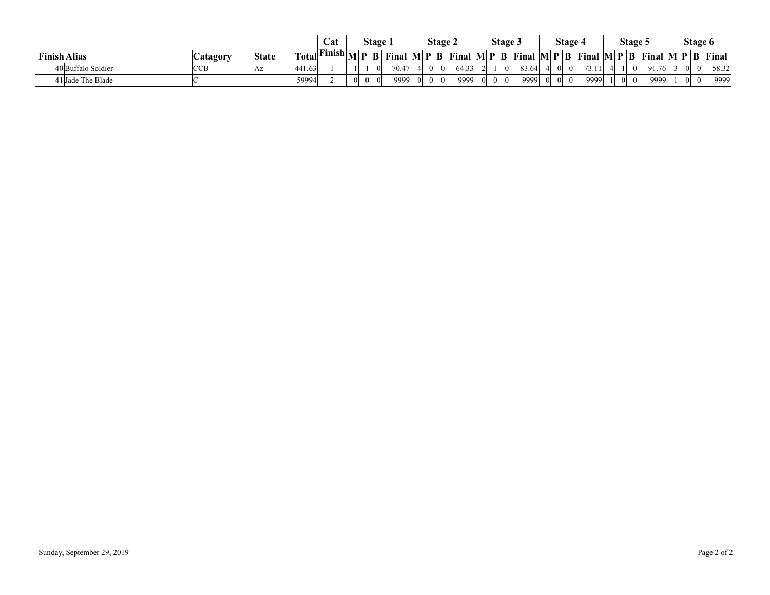| | | | | | Cat | Stage 1 | | | | Stage 2 | | | | Stage 3 | | | | Stage 4 | | | | Stage 5 | | | | Stage 6 | | | |
|---|---|---|---|---|---|---|---|---|---|---|---|---|---|---|---|---|---|---|---|---|---|---|---|---|---|---|---|---|---|
| Finish | Alias | Catagory | State | Total | Finish | M | P | B | Final | M | P | B | Final | M | P | B | Final | M | P | B | Final | M | P | B | Final | M | P | B | Final |
| 40 | Buffalo Soldier | CCB | Az | 441.63 | 1 | 1 | 1 | 0 | 70.47 | 4 | 0 | 0 | 64.33 | 2 | 1 | 0 | 83.64 | 4 | 0 | 0 | 73.11 | 4 | 1 | 0 | 91.76 | 3 | 0 | 0 | 58.32 |
| 41 | Jade The Blade | C | | 59994 | 2 | 0 | 0 | 0 | 9999 | 0 | 0 | 0 | 9999 | 0 | 0 | 0 | 9999 | 0 | 0 | 0 | 9999 | 1 | 0 | 0 | 9999 | 1 | 0 | 0 | 9999 |

Sunday, September 29, 2019